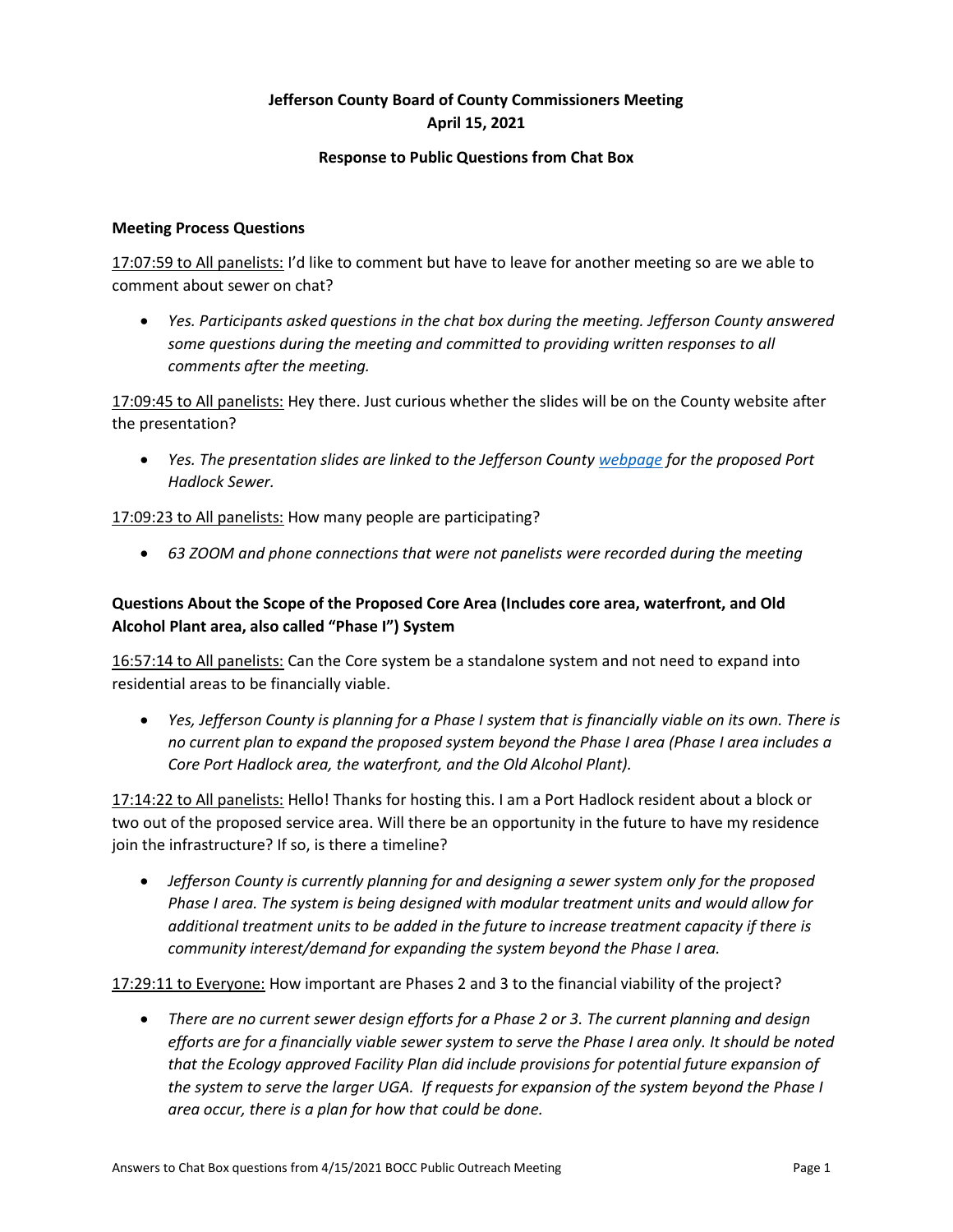# Jefferson County Board of County Commissioners Meeting
# April 15, 2021

## Response to Public Questions from Chat Box

### Meeting Process Questions

17:07:59 to All panelists: I'd like to comment but have to leave for another meeting so are we able to comment about sewer on chat?

- *Yes. Participants asked questions in the chat box during the meeting. Jefferson County answered some questions during the meeting and committed to providing written responses to all comments after the meeting.*

17:09:45 to All panelists: Hey there. Just curious whether the slides will be on the County website after the presentation?

- *Yes. The presentation slides are linked to the Jefferson County webpage for the proposed Port Hadlock Sewer.*

17:09:23 to All panelists: How many people are participating?

- *63 ZOOM and phone connections that were not panelists were recorded during the meeting*

### Questions About the Scope of the Proposed Core Area (Includes core area, waterfront, and Old Alcohol Plant area, also called "Phase I") System

16:57:14 to All panelists: Can the Core system be a standalone system and not need to expand into residential areas to be financially viable.

- *Yes, Jefferson County is planning for a Phase I system that is financially viable on its own. There is no current plan to expand the proposed system beyond the Phase I area (Phase I area includes a Core Port Hadlock area, the waterfront, and the Old Alcohol Plant).*

17:14:22 to All panelists: Hello! Thanks for hosting this. I am a Port Hadlock resident about a block or two out of the proposed service area. Will there be an opportunity in the future to have my residence join the infrastructure? If so, is there a timeline?

- *Jefferson County is currently planning for and designing a sewer system only for the proposed Phase I area. The system is being designed with modular treatment units and would allow for additional treatment units to be added in the future to increase treatment capacity if there is community interest/demand for expanding the system beyond the Phase I area.*

17:29:11 to Everyone: How important are Phases 2 and 3 to the financial viability of the project?

- *There are no current sewer design efforts for a Phase 2 or 3. The current planning and design efforts are for a financially viable sewer system to serve the Phase I area only. It should be noted that the Ecology approved Facility Plan did include provisions for potential future expansion of the system to serve the larger UGA. If requests for expansion of the system beyond the Phase I area occur, there is a plan for how that could be done.*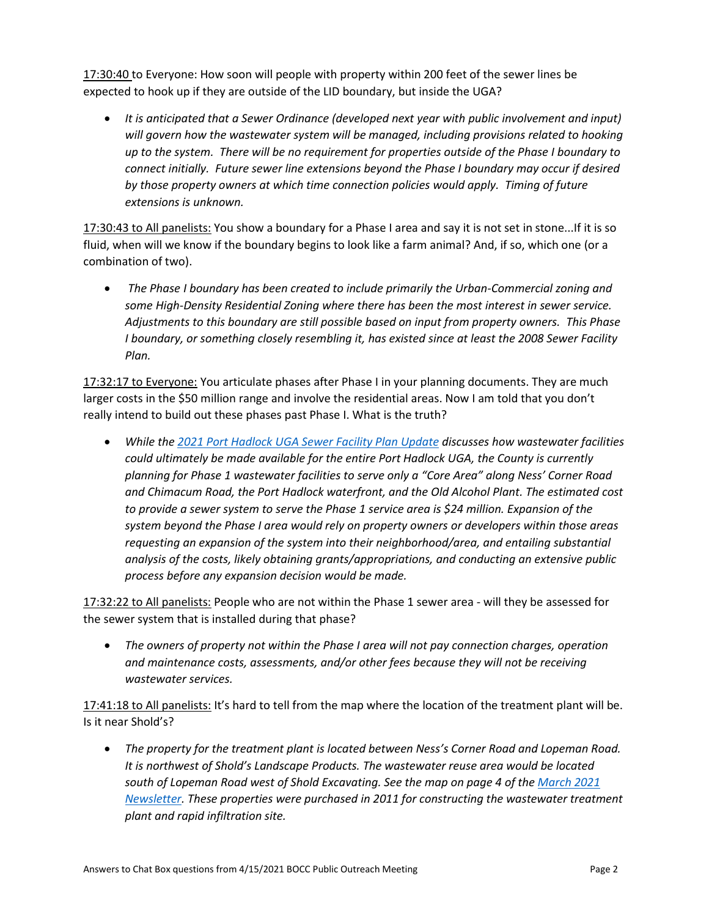17:30:40 to Everyone: How soon will people with property within 200 feet of the sewer lines be expected to hook up if they are outside of the LID boundary, but inside the UGA?

- *It is anticipated that a Sewer Ordinance (developed next year with public involvement and input) will govern how the wastewater system will be managed, including provisions related to hooking up to the system. There will be no requirement for properties outside of the Phase I boundary to connect initially. Future sewer line extensions beyond the Phase I boundary may occur if desired by those property owners at which time connection policies would apply. Timing of future extensions is unknown.*

17:30:43 to All panelists: You show a boundary for a Phase I area and say it is not set in stone...If it is so fluid, when will we know if the boundary begins to look like a farm animal? And, if so, which one (or a combination of two).

- *The Phase I boundary has been created to include primarily the Urban-Commercial zoning and some High-Density Residential Zoning where there has been the most interest in sewer service. Adjustments to this boundary are still possible based on input from property owners. This Phase I boundary, or something closely resembling it, has existed since at least the 2008 Sewer Facility Plan.*

17:32:17 to Everyone: You articulate phases after Phase I in your planning documents. They are much larger costs in the $50 million range and involve the residential areas. Now I am told that you don't really intend to build out these phases past Phase I. What is the truth?

- *While the [2021 Port Hadlock UGA Sewer Facility Plan Update](#) discusses how wastewater facilities could ultimately be made available for the entire Port Hadlock UGA, the County is currently planning for Phase 1 wastewater facilities to serve only a "Core Area" along Ness' Corner Road and Chimacum Road, the Port Hadlock waterfront, and the Old Alcohol Plant. The estimated cost to provide a sewer system to serve the Phase 1 service area is $24 million. Expansion of the system beyond the Phase I area would rely on property owners or developers within those areas requesting an expansion of the system into their neighborhood/area, and entailing substantial analysis of the costs, likely obtaining grants/appropriations, and conducting an extensive public process before any expansion decision would be made.*

17:32:22 to All panelists: People who are not within the Phase 1 sewer area - will they be assessed for the sewer system that is installed during that phase?

- *The owners of property not within the Phase I area will not pay connection charges, operation and maintenance costs, assessments, and/or other fees because they will not be receiving wastewater services.*

17:41:18 to All panelists: It's hard to tell from the map where the location of the treatment plant will be. Is it near Shold's?

- *The property for the treatment plant is located between Ness's Corner Road and Lopeman Road. It is northwest of Shold's Landscape Products. The wastewater reuse area would be located south of Lopeman Road west of Shold Excavating. See the map on page 4 of the [March 2021 Newsletter](#). These properties were purchased in 2011 for constructing the wastewater treatment plant and rapid infiltration site.*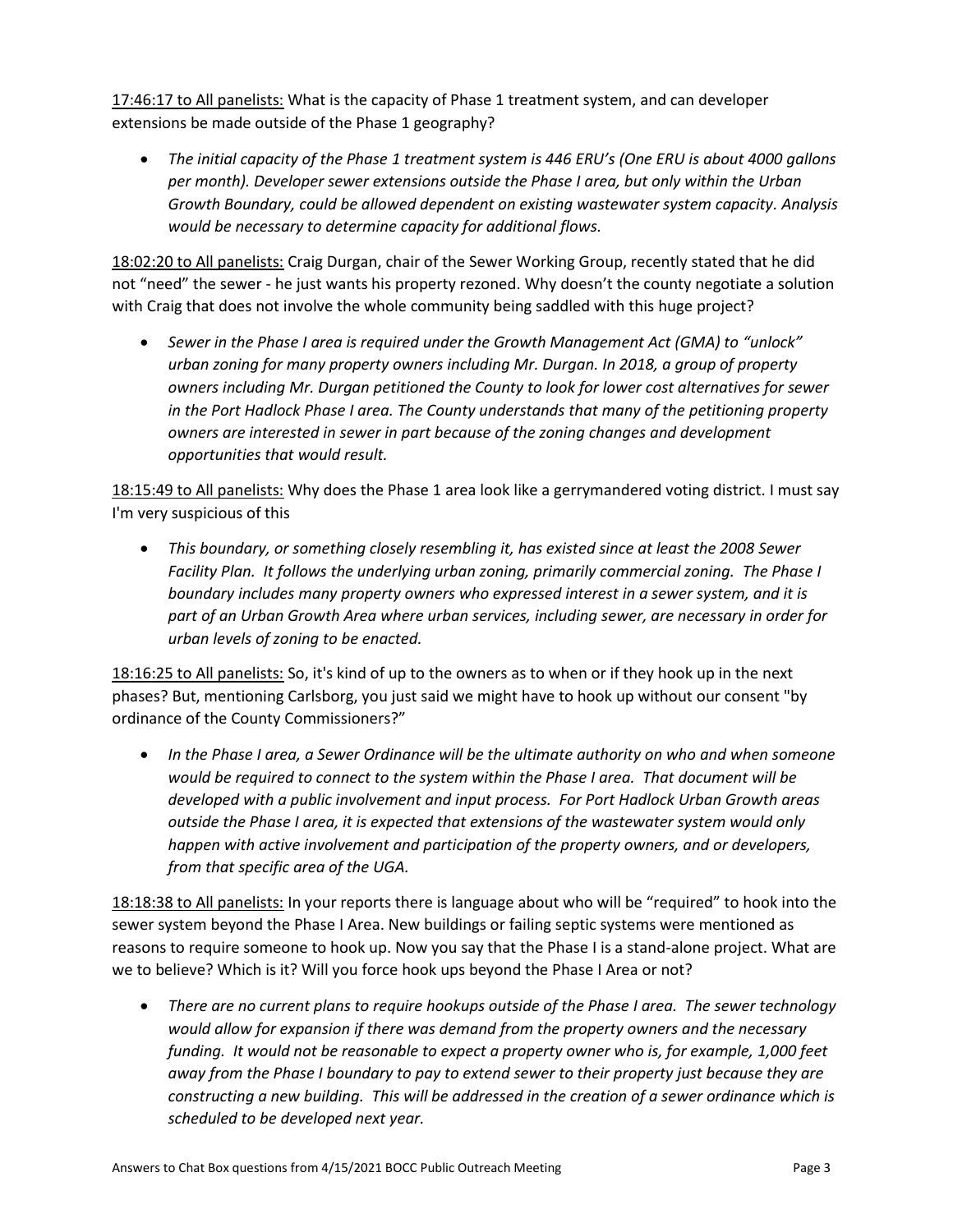<u>17:46:17 to All panelists:</u> What is the capacity of Phase 1 treatment system, and can developer extensions be made outside of the Phase 1 geography?

- *The initial capacity of the Phase 1 treatment system is 446 ERU's (One ERU is about 4000 gallons per month). Developer sewer extensions outside the Phase I area, but only within the Urban Growth Boundary, could be allowed dependent on existing wastewater system capacity. Analysis would be necessary to determine capacity for additional flows.*

<u>18:02:20 to All panelists:</u> Craig Durgan, chair of the Sewer Working Group, recently stated that he did not "need" the sewer - he just wants his property rezoned. Why doesn't the county negotiate a solution with Craig that does not involve the whole community being saddled with this huge project?

- *Sewer in the Phase I area is required under the Growth Management Act (GMA) to "unlock" urban zoning for many property owners including Mr. Durgan. In 2018, a group of property owners including Mr. Durgan petitioned the County to look for lower cost alternatives for sewer in the Port Hadlock Phase I area. The County understands that many of the petitioning property owners are interested in sewer in part because of the zoning changes and development opportunities that would result.*

<u>18:15:49 to All panelists:</u> Why does the Phase 1 area look like a gerrymandered voting district. I must say I'm very suspicious of this

- *This boundary, or something closely resembling it, has existed since at least the 2008 Sewer Facility Plan. It follows the underlying urban zoning, primarily commercial zoning. The Phase I boundary includes many property owners who expressed interest in a sewer system, and it is part of an Urban Growth Area where urban services, including sewer, are necessary in order for urban levels of zoning to be enacted.*

<u>18:16:25 to All panelists:</u> So, it's kind of up to the owners as to when or if they hook up in the next phases? But, mentioning Carlsborg, you just said we might have to hook up without our consent "by ordinance of the County Commissioners?"

- *In the Phase I area, a Sewer Ordinance will be the ultimate authority on who and when someone would be required to connect to the system within the Phase I area. That document will be developed with a public involvement and input process. For Port Hadlock Urban Growth areas outside the Phase I area, it is expected that extensions of the wastewater system would only happen with active involvement and participation of the property owners, and or developers, from that specific area of the UGA.*

<u>18:18:38 to All panelists:</u> In your reports there is language about who will be "required" to hook into the sewer system beyond the Phase I Area. New buildings or failing septic systems were mentioned as reasons to require someone to hook up. Now you say that the Phase I is a stand-alone project. What are we to believe? Which is it? Will you force hook ups beyond the Phase I Area or not?

- *There are no current plans to require hookups outside of the Phase I area. The sewer technology would allow for expansion if there was demand from the property owners and the necessary funding. It would not be reasonable to expect a property owner who is, for example, 1,000 feet away from the Phase I boundary to pay to extend sewer to their property just because they are constructing a new building. This will be addressed in the creation of a sewer ordinance which is scheduled to be developed next year.*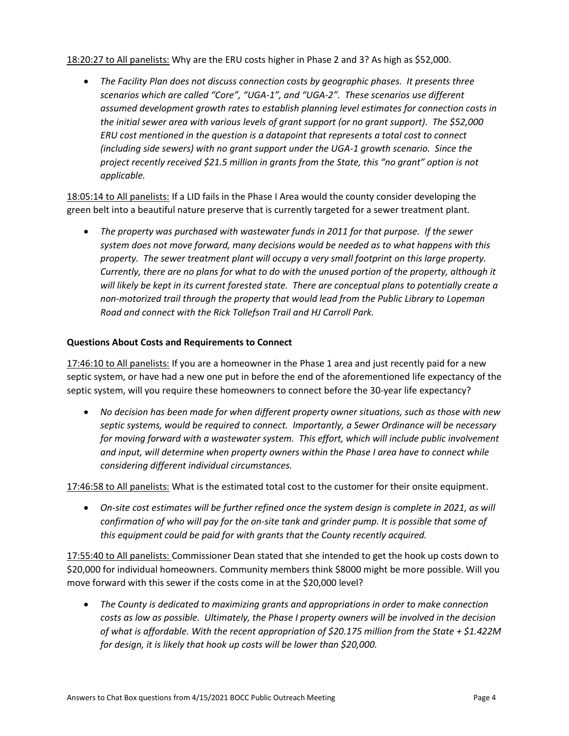<u>18:20:27 to All panelists:</u> Why are the ERU costs higher in Phase 2 and 3? As high as $52,000.

- *The Facility Plan does not discuss connection costs by geographic phases. It presents three scenarios which are called "Core", "UGA-1", and "UGA-2". These scenarios use different assumed development growth rates to establish planning level estimates for connection costs in the initial sewer area with various levels of grant support (or no grant support). The $52,000 ERU cost mentioned in the question is a datapoint that represents a total cost to connect (including side sewers) with no grant support under the UGA-1 growth scenario. Since the project recently received $21.5 million in grants from the State, this "no grant" option is not applicable.*

<u>18:05:14 to All panelists:</u> If a LID fails in the Phase I Area would the county consider developing the green belt into a beautiful nature preserve that is currently targeted for a sewer treatment plant.

- *The property was purchased with wastewater funds in 2011 for that purpose. If the sewer system does not move forward, many decisions would be needed as to what happens with this property. The sewer treatment plant will occupy a very small footprint on this large property. Currently, there are no plans for what to do with the unused portion of the property, although it will likely be kept in its current forested state. There are conceptual plans to potentially create a non-motorized trail through the property that would lead from the Public Library to Lopeman Road and connect with the Rick Tollefson Trail and HJ Carroll Park.*

**Questions About Costs and Requirements to Connect**

<u>17:46:10 to All panelists:</u> If you are a homeowner in the Phase 1 area and just recently paid for a new septic system, or have had a new one put in before the end of the aforementioned life expectancy of the septic system, will you require these homeowners to connect before the 30-year life expectancy?

- *No decision has been made for when different property owner situations, such as those with new septic systems, would be required to connect. Importantly, a Sewer Ordinance will be necessary for moving forward with a wastewater system. This effort, which will include public involvement and input, will determine when property owners within the Phase I area have to connect while considering different individual circumstances.*

<u>17:46:58 to All panelists:</u> What is the estimated total cost to the customer for their onsite equipment.

- *On-site cost estimates will be further refined once the system design is complete in 2021, as will confirmation of who will pay for the on-site tank and grinder pump. It is possible that some of this equipment could be paid for with grants that the County recently acquired.*

<u>17:55:40 to All panelists:</u> Commissioner Dean stated that she intended to get the hook up costs down to $20,000 for individual homeowners. Community members think $8000 might be more possible. Will you move forward with this sewer if the costs come in at the $20,000 level?

- *The County is dedicated to maximizing grants and appropriations in order to make connection costs as low as possible. Ultimately, the Phase I property owners will be involved in the decision of what is affordable. With the recent appropriation of $20.175 million from the State + $1.422M for design, it is likely that hook up costs will be lower than $20,000.*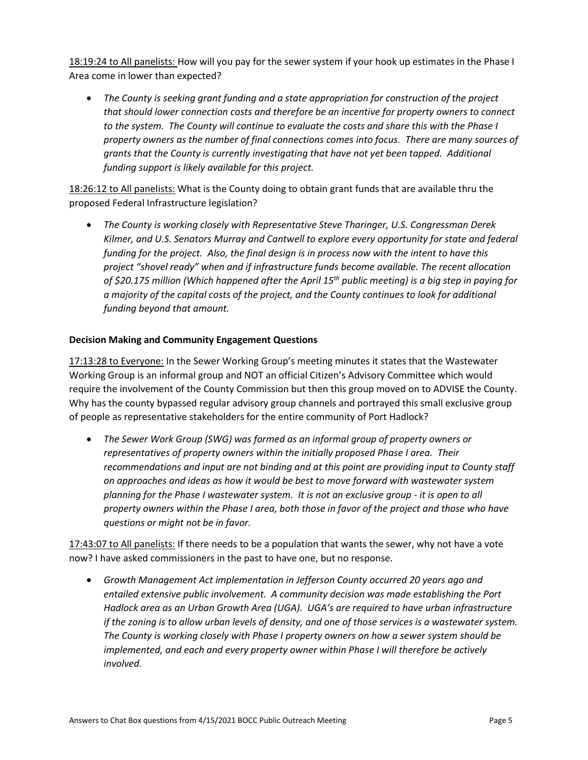<u>18:19:24 to All panelists:</u> How will you pay for the sewer system if your hook up estimates in the Phase I Area come in lower than expected?

- *The County is seeking grant funding and a state appropriation for construction of the project that should lower connection costs and therefore be an incentive for property owners to connect to the system. The County will continue to evaluate the costs and share this with the Phase I property owners as the number of final connections comes into focus. There are many sources of grants that the County is currently investigating that have not yet been tapped. Additional funding support is likely available for this project.*

<u>18:26:12 to All panelists:</u> What is the County doing to obtain grant funds that are available thru the proposed Federal Infrastructure legislation?

- *The County is working closely with Representative Steve Tharinger, U.S. Congressman Derek Kilmer, and U.S. Senators Murray and Cantwell to explore every opportunity for state and federal funding for the project. Also, the final design is in process now with the intent to have this project "shovel ready" when and if infrastructure funds become available. The recent allocation of $20.175 million (Which happened after the April 15th public meeting) is a big step in paying for a majority of the capital costs of the project, and the County continues to look for additional funding beyond that amount.*

**Decision Making and Community Engagement Questions**

<u>17:13:28 to Everyone:</u> In the Sewer Working Group's meeting minutes it states that the Wastewater Working Group is an informal group and NOT an official Citizen's Advisory Committee which would require the involvement of the County Commission but then this group moved on to ADVISE the County. Why has the county bypassed regular advisory group channels and portrayed this small exclusive group of people as representative stakeholders for the entire community of Port Hadlock?

- *The Sewer Work Group (SWG) was formed as an informal group of property owners or representatives of property owners within the initially proposed Phase I area. Their recommendations and input are not binding and at this point are providing input to County staff on approaches and ideas as how it would be best to move forward with wastewater system planning for the Phase I wastewater system. It is not an exclusive group - it is open to all property owners within the Phase I area, both those in favor of the project and those who have questions or might not be in favor.*

<u>17:43:07 to All panelists:</u> If there needs to be a population that wants the sewer, why not have a vote now? I have asked commissioners in the past to have one, but no response.

- *Growth Management Act implementation in Jefferson County occurred 20 years ago and entailed extensive public involvement. A community decision was made establishing the Port Hadlock area as an Urban Growth Area (UGA). UGA's are required to have urban infrastructure if the zoning is to allow urban levels of density, and one of those services is a wastewater system. The County is working closely with Phase I property owners on how a sewer system should be implemented, and each and every property owner within Phase I will therefore be actively involved.*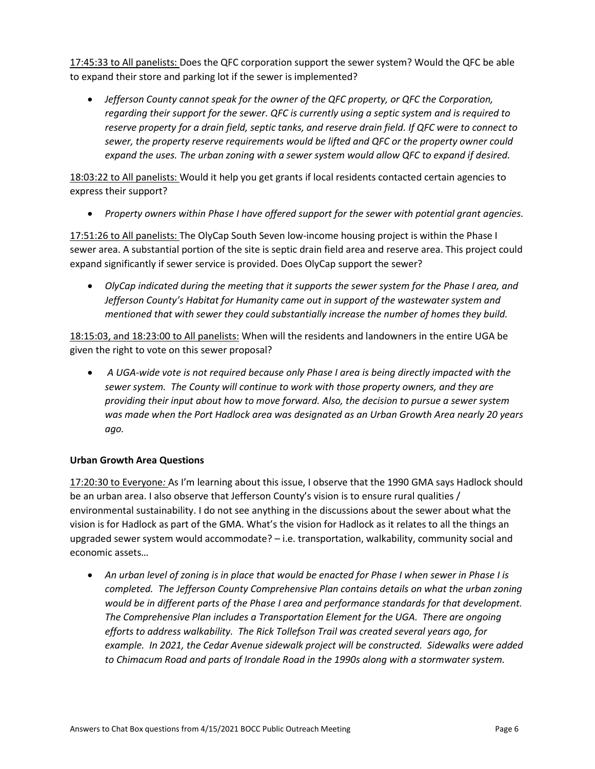17:45:33 to All panelists: Does the QFC corporation support the sewer system? Would the QFC be able to expand their store and parking lot if the sewer is implemented?

- *Jefferson County cannot speak for the owner of the QFC property, or QFC the Corporation, regarding their support for the sewer. QFC is currently using a septic system and is required to reserve property for a drain field, septic tanks, and reserve drain field. If QFC were to connect to sewer, the property reserve requirements would be lifted and QFC or the property owner could expand the uses. The urban zoning with a sewer system would allow QFC to expand if desired.*

18:03:22 to All panelists: Would it help you get grants if local residents contacted certain agencies to express their support?

- *Property owners within Phase I have offered support for the sewer with potential grant agencies.*

17:51:26 to All panelists: The OlyCap South Seven low-income housing project is within the Phase I sewer area. A substantial portion of the site is septic drain field area and reserve area. This project could expand significantly if sewer service is provided. Does OlyCap support the sewer?

- *OlyCap indicated during the meeting that it supports the sewer system for the Phase I area, and Jefferson County's Habitat for Humanity came out in support of the wastewater system and mentioned that with sewer they could substantially increase the number of homes they build.*

18:15:03, and 18:23:00 to All panelists: When will the residents and landowners in the entire UGA be given the right to vote on this sewer proposal?

- *A UGA-wide vote is not required because only Phase I area is being directly impacted with the sewer system. The County will continue to work with those property owners, and they are providing their input about how to move forward. Also, the decision to pursue a sewer system was made when the Port Hadlock area was designated as an Urban Growth Area nearly 20 years ago.*

**Urban Growth Area Questions**

17:20:30 to Everyone: As I'm learning about this issue, I observe that the 1990 GMA says Hadlock should be an urban area. I also observe that Jefferson County's vision is to ensure rural qualities / environmental sustainability. I do not see anything in the discussions about the sewer about what the vision is for Hadlock as part of the GMA. What's the vision for Hadlock as it relates to all the things an upgraded sewer system would accommodate? – i.e. transportation, walkability, community social and economic assets…

- *An urban level of zoning is in place that would be enacted for Phase I when sewer in Phase I is completed. The Jefferson County Comprehensive Plan contains details on what the urban zoning would be in different parts of the Phase I area and performance standards for that development. The Comprehensive Plan includes a Transportation Element for the UGA. There are ongoing efforts to address walkability. The Rick Tollefson Trail was created several years ago, for example. In 2021, the Cedar Avenue sidewalk project will be constructed. Sidewalks were added to Chimacum Road and parts of Irondale Road in the 1990s along with a stormwater system.*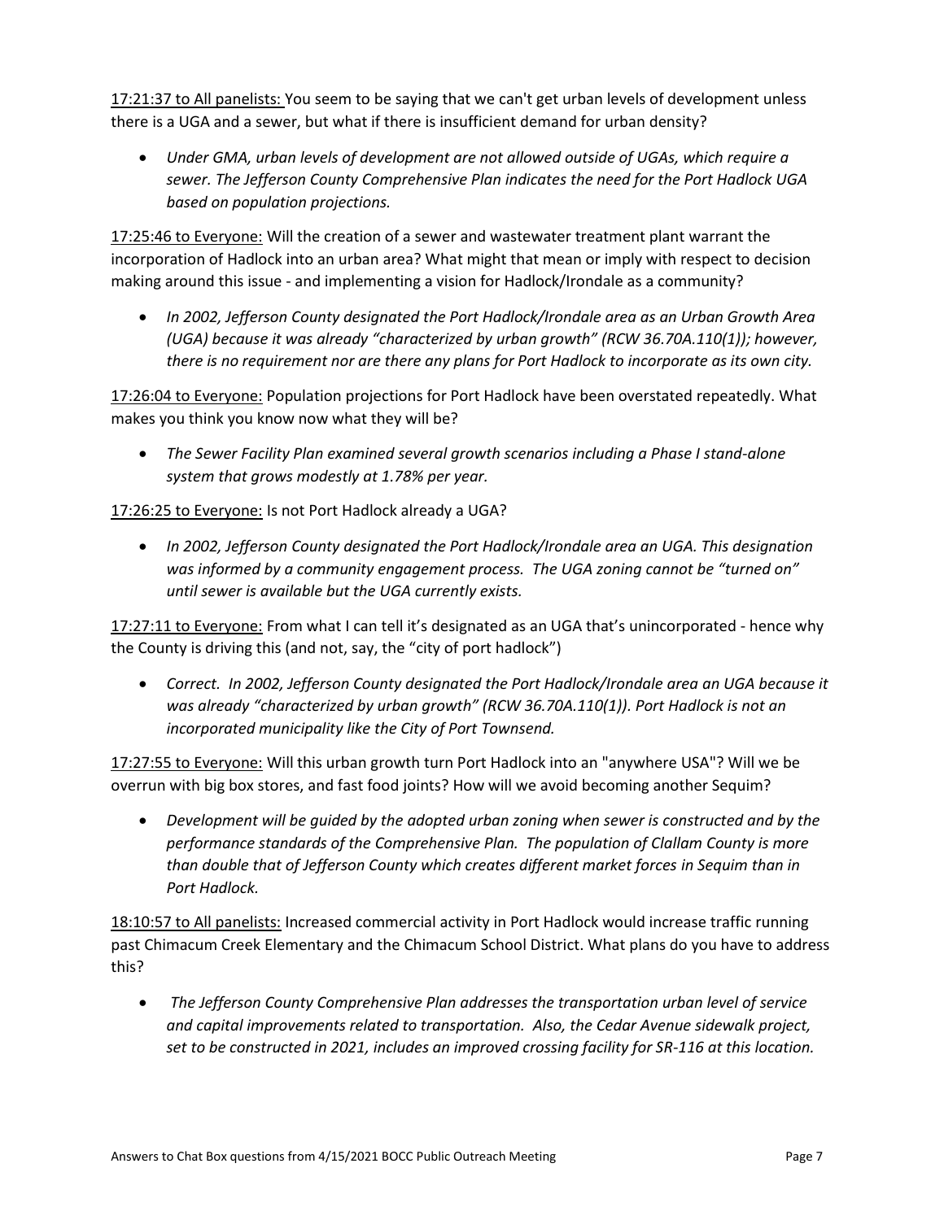<u>17:21:37 to All panelists:</u> You seem to be saying that we can't get urban levels of development unless there is a UGA and a sewer, but what if there is insufficient demand for urban density?

- *Under GMA, urban levels of development are not allowed outside of UGAs, which require a sewer. The Jefferson County Comprehensive Plan indicates the need for the Port Hadlock UGA based on population projections.*

<u>17:25:46 to Everyone:</u> Will the creation of a sewer and wastewater treatment plant warrant the incorporation of Hadlock into an urban area? What might that mean or imply with respect to decision making around this issue - and implementing a vision for Hadlock/Irondale as a community?

- *In 2002, Jefferson County designated the Port Hadlock/Irondale area as an Urban Growth Area (UGA) because it was already "characterized by urban growth" (RCW 36.70A.110(1)); however, there is no requirement nor are there any plans for Port Hadlock to incorporate as its own city.*

<u>17:26:04 to Everyone:</u> Population projections for Port Hadlock have been overstated repeatedly. What makes you think you know now what they will be?

- *The Sewer Facility Plan examined several growth scenarios including a Phase I stand-alone system that grows modestly at 1.78% per year.*

<u>17:26:25 to Everyone:</u> Is not Port Hadlock already a UGA?

- *In 2002, Jefferson County designated the Port Hadlock/Irondale area an UGA. This designation was informed by a community engagement process. The UGA zoning cannot be "turned on" until sewer is available but the UGA currently exists.*

<u>17:27:11 to Everyone:</u> From what I can tell it's designated as an UGA that's unincorporated - hence why the County is driving this (and not, say, the "city of port hadlock")

- *Correct. In 2002, Jefferson County designated the Port Hadlock/Irondale area an UGA because it was already "characterized by urban growth" (RCW 36.70A.110(1)). Port Hadlock is not an incorporated municipality like the City of Port Townsend.*

<u>17:27:55 to Everyone:</u> Will this urban growth turn Port Hadlock into an "anywhere USA"? Will we be overrun with big box stores, and fast food joints? How will we avoid becoming another Sequim?

- *Development will be guided by the adopted urban zoning when sewer is constructed and by the performance standards of the Comprehensive Plan. The population of Clallam County is more than double that of Jefferson County which creates different market forces in Sequim than in Port Hadlock.*

<u>18:10:57 to All panelists:</u> Increased commercial activity in Port Hadlock would increase traffic running past Chimacum Creek Elementary and the Chimacum School District. What plans do you have to address this?

- *The Jefferson County Comprehensive Plan addresses the transportation urban level of service and capital improvements related to transportation. Also, the Cedar Avenue sidewalk project, set to be constructed in 2021, includes an improved crossing facility for SR-116 at this location.*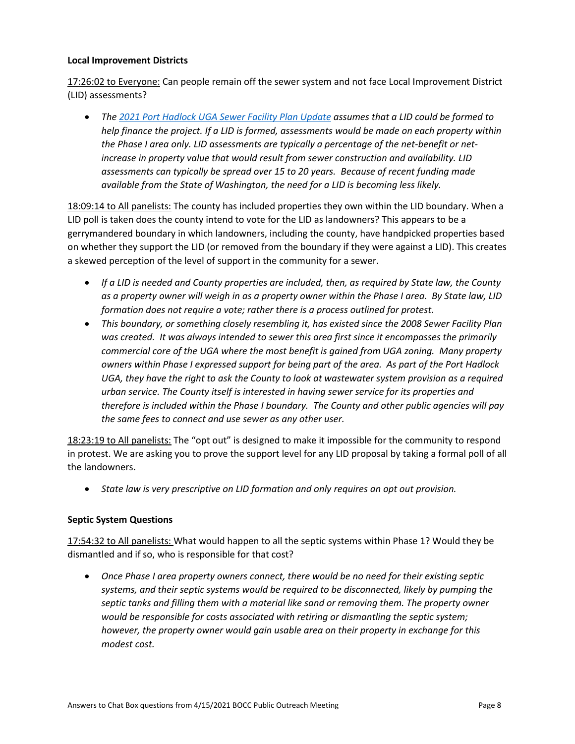**Local Improvement Districts**

17:26:02 to Everyone: Can people remain off the sewer system and not face Local Improvement District (LID) assessments?

- *The 2021 Port Hadlock UGA Sewer Facility Plan Update assumes that a LID could be formed to help finance the project. If a LID is formed, assessments would be made on each property within the Phase I area only. LID assessments are typically a percentage of the net-benefit or net-increase in property value that would result from sewer construction and availability. LID assessments can typically be spread over 15 to 20 years. Because of recent funding made available from the State of Washington, the need for a LID is becoming less likely.*

18:09:14 to All panelists: The county has included properties they own within the LID boundary. When a LID poll is taken does the county intend to vote for the LID as landowners? This appears to be a gerrymandered boundary in which landowners, including the county, have handpicked properties based on whether they support the LID (or removed from the boundary if they were against a LID). This creates a skewed perception of the level of support in the community for a sewer.

- *If a LID is needed and County properties are included, then, as required by State law, the County as a property owner will weigh in as a property owner within the Phase I area. By State law, LID formation does not require a vote; rather there is a process outlined for protest.*
- *This boundary, or something closely resembling it, has existed since the 2008 Sewer Facility Plan was created. It was always intended to sewer this area first since it encompasses the primarily commercial core of the UGA where the most benefit is gained from UGA zoning. Many property owners within Phase I expressed support for being part of the area. As part of the Port Hadlock UGA, they have the right to ask the County to look at wastewater system provision as a required urban service. The County itself is interested in having sewer service for its properties and therefore is included within the Phase I boundary. The County and other public agencies will pay the same fees to connect and use sewer as any other user.*

18:23:19 to All panelists: The "opt out" is designed to make it impossible for the community to respond in protest. We are asking you to prove the support level for any LID proposal by taking a formal poll of all the landowners.

- *State law is very prescriptive on LID formation and only requires an opt out provision.*

**Septic System Questions**

17:54:32 to All panelists: What would happen to all the septic systems within Phase 1? Would they be dismantled and if so, who is responsible for that cost?

- *Once Phase I area property owners connect, there would be no need for their existing septic systems, and their septic systems would be required to be disconnected, likely by pumping the septic tanks and filling them with a material like sand or removing them. The property owner would be responsible for costs associated with retiring or dismantling the septic system; however, the property owner would gain usable area on their property in exchange for this modest cost.*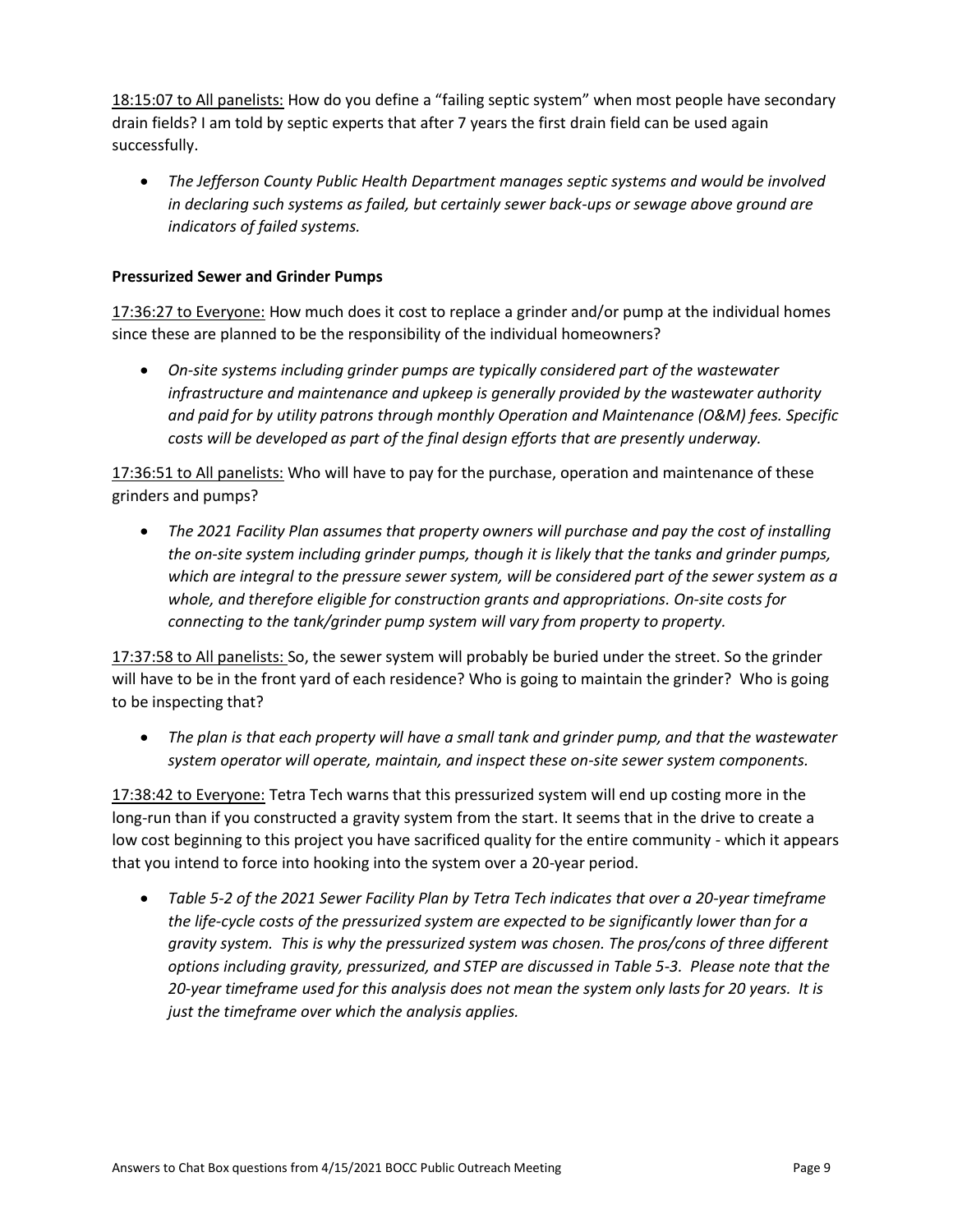18:15:07 to All panelists: How do you define a "failing septic system" when most people have secondary drain fields? I am told by septic experts that after 7 years the first drain field can be used again successfully.

- *The Jefferson County Public Health Department manages septic systems and would be involved in declaring such systems as failed, but certainly sewer back-ups or sewage above ground are indicators of failed systems.*

**Pressurized Sewer and Grinder Pumps**

17:36:27 to Everyone: How much does it cost to replace a grinder and/or pump at the individual homes since these are planned to be the responsibility of the individual homeowners?

- *On-site systems including grinder pumps are typically considered part of the wastewater infrastructure and maintenance and upkeep is generally provided by the wastewater authority and paid for by utility patrons through monthly Operation and Maintenance (O&M) fees. Specific costs will be developed as part of the final design efforts that are presently underway.*

17:36:51 to All panelists: Who will have to pay for the purchase, operation and maintenance of these grinders and pumps?

- *The 2021 Facility Plan assumes that property owners will purchase and pay the cost of installing the on-site system including grinder pumps, though it is likely that the tanks and grinder pumps, which are integral to the pressure sewer system, will be considered part of the sewer system as a whole, and therefore eligible for construction grants and appropriations. On-site costs for connecting to the tank/grinder pump system will vary from property to property.*

17:37:58 to All panelists: So, the sewer system will probably be buried under the street. So the grinder will have to be in the front yard of each residence? Who is going to maintain the grinder? Who is going to be inspecting that?

- *The plan is that each property will have a small tank and grinder pump, and that the wastewater system operator will operate, maintain, and inspect these on-site sewer system components.*

17:38:42 to Everyone: Tetra Tech warns that this pressurized system will end up costing more in the long-run than if you constructed a gravity system from the start. It seems that in the drive to create a low cost beginning to this project you have sacrificed quality for the entire community - which it appears that you intend to force into hooking into the system over a 20-year period.

- *Table 5-2 of the 2021 Sewer Facility Plan by Tetra Tech indicates that over a 20-year timeframe the life-cycle costs of the pressurized system are expected to be significantly lower than for a gravity system. This is why the pressurized system was chosen. The pros/cons of three different options including gravity, pressurized, and STEP are discussed in Table 5-3. Please note that the 20-year timeframe used for this analysis does not mean the system only lasts for 20 years. It is just the timeframe over which the analysis applies.*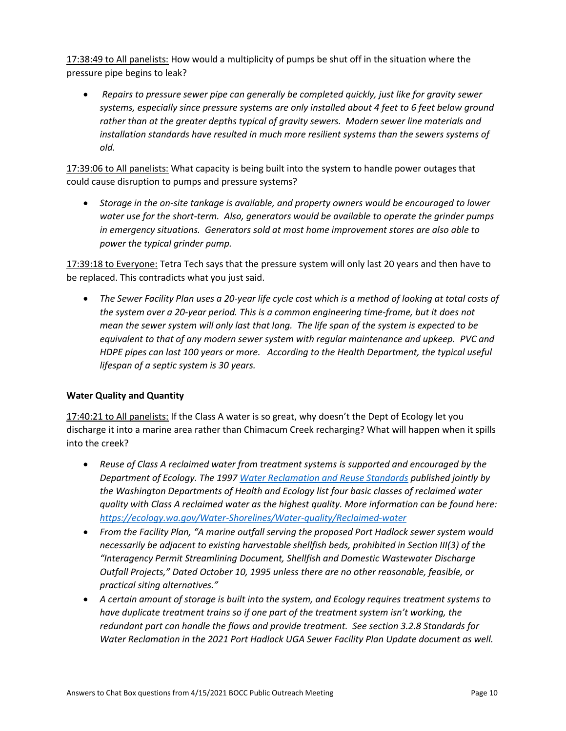<u>17:38:49 to All panelists:</u> How would a multiplicity of pumps be shut off in the situation where the pressure pipe begins to leak?

- *Repairs to pressure sewer pipe can generally be completed quickly, just like for gravity sewer systems, especially since pressure systems are only installed about 4 feet to 6 feet below ground rather than at the greater depths typical of gravity sewers. Modern sewer line materials and installation standards have resulted in much more resilient systems than the sewers systems of old.*

<u>17:39:06 to All panelists:</u> What capacity is being built into the system to handle power outages that could cause disruption to pumps and pressure systems?

- *Storage in the on-site tankage is available, and property owners would be encouraged to lower water use for the short-term. Also, generators would be available to operate the grinder pumps in emergency situations. Generators sold at most home improvement stores are also able to power the typical grinder pump.*

<u>17:39:18 to Everyone:</u> Tetra Tech says that the pressure system will only last 20 years and then have to be replaced. This contradicts what you just said.

- *The Sewer Facility Plan uses a 20-year life cycle cost which is a method of looking at total costs of the system over a 20-year period. This is a common engineering time-frame, but it does not mean the sewer system will only last that long. The life span of the system is expected to be equivalent to that of any modern sewer system with regular maintenance and upkeep. PVC and HDPE pipes can last 100 years or more. According to the Health Department, the typical useful lifespan of a septic system is 30 years.*

**Water Quality and Quantity**

<u>17:40:21 to All panelists:</u> If the Class A water is so great, why doesn't the Dept of Ecology let you discharge it into a marine area rather than Chimacum Creek recharging? What will happen when it spills into the creek?

- *Reuse of Class A reclaimed water from treatment systems is supported and encouraged by the Department of Ecology. The 1997 [Water Reclamation and Reuse Standards] published jointly by the Washington Departments of Health and Ecology list four basic classes of reclaimed water quality with Class A reclaimed water as the highest quality. More information can be found here: https://ecology.wa.gov/Water-Shorelines/Water-quality/Reclaimed-water*
- *From the Facility Plan, "A marine outfall serving the proposed Port Hadlock sewer system would necessarily be adjacent to existing harvestable shellfish beds, prohibited in Section III(3) of the "Interagency Permit Streamlining Document, Shellfish and Domestic Wastewater Discharge Outfall Projects," Dated October 10, 1995 unless there are no other reasonable, feasible, or practical siting alternatives."*
- *A certain amount of storage is built into the system, and Ecology requires treatment systems to have duplicate treatment trains so if one part of the treatment system isn't working, the redundant part can handle the flows and provide treatment. See section 3.2.8 Standards for Water Reclamation in the 2021 Port Hadlock UGA Sewer Facility Plan Update document as well.*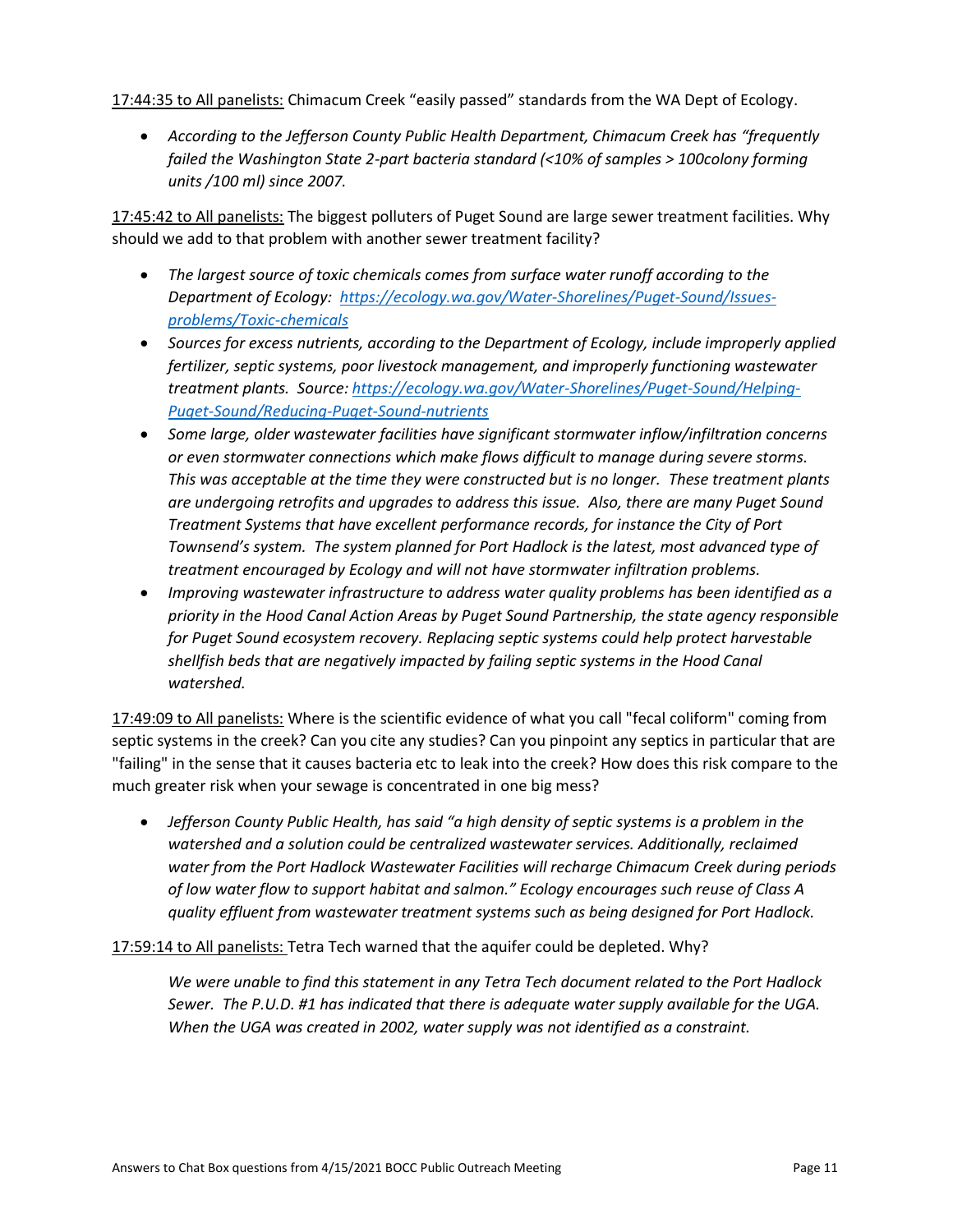<u>17:44:35 to All panelists:</u> Chimacum Creek "easily passed" standards from the WA Dept of Ecology.

- *According to the Jefferson County Public Health Department, Chimacum Creek has "frequently failed the Washington State 2-part bacteria standard (<10% of samples > 100colony forming units /100 ml) since 2007.*

<u>17:45:42 to All panelists:</u> The biggest polluters of Puget Sound are large sewer treatment facilities. Why should we add to that problem with another sewer treatment facility?

- *The largest source of toxic chemicals comes from surface water runoff according to the Department of Ecology: [https://ecology.wa.gov/Water-Shorelines/Puget-Sound/Issues-problems/Toxic-chemicals](https://ecology.wa.gov/Water-Shorelines/Puget-Sound/Issues-problems/Toxic-chemicals)*
- *Sources for excess nutrients, according to the Department of Ecology, include improperly applied fertilizer, septic systems, poor livestock management, and improperly functioning wastewater treatment plants. Source: [https://ecology.wa.gov/Water-Shorelines/Puget-Sound/Helping-Puget-Sound/Reducing-Puget-Sound-nutrients](https://ecology.wa.gov/Water-Shorelines/Puget-Sound/Helping-Puget-Sound/Reducing-Puget-Sound-nutrients)*
- *Some large, older wastewater facilities have significant stormwater inflow/infiltration concerns or even stormwater connections which make flows difficult to manage during severe storms. This was acceptable at the time they were constructed but is no longer. These treatment plants are undergoing retrofits and upgrades to address this issue. Also, there are many Puget Sound Treatment Systems that have excellent performance records, for instance the City of Port Townsend's system. The system planned for Port Hadlock is the latest, most advanced type of treatment encouraged by Ecology and will not have stormwater infiltration problems.*
- *Improving wastewater infrastructure to address water quality problems has been identified as a priority in the Hood Canal Action Areas by Puget Sound Partnership, the state agency responsible for Puget Sound ecosystem recovery. Replacing septic systems could help protect harvestable shellfish beds that are negatively impacted by failing septic systems in the Hood Canal watershed.*

<u>17:49:09 to All panelists:</u> Where is the scientific evidence of what you call "fecal coliform" coming from septic systems in the creek? Can you cite any studies? Can you pinpoint any septics in particular that are "failing" in the sense that it causes bacteria etc to leak into the creek? How does this risk compare to the much greater risk when your sewage is concentrated in one big mess?

- *Jefferson County Public Health, has said "a high density of septic systems is a problem in the watershed and a solution could be centralized wastewater services. Additionally, reclaimed water from the Port Hadlock Wastewater Facilities will recharge Chimacum Creek during periods of low water flow to support habitat and salmon." Ecology encourages such reuse of Class A quality effluent from wastewater treatment systems such as being designed for Port Hadlock.*

<u>17:59:14 to All panelists:</u> Tetra Tech warned that the aquifer could be depleted. Why?

*We were unable to find this statement in any Tetra Tech document related to the Port Hadlock Sewer. The P.U.D. #1 has indicated that there is adequate water supply available for the UGA. When the UGA was created in 2002, water supply was not identified as a constraint.*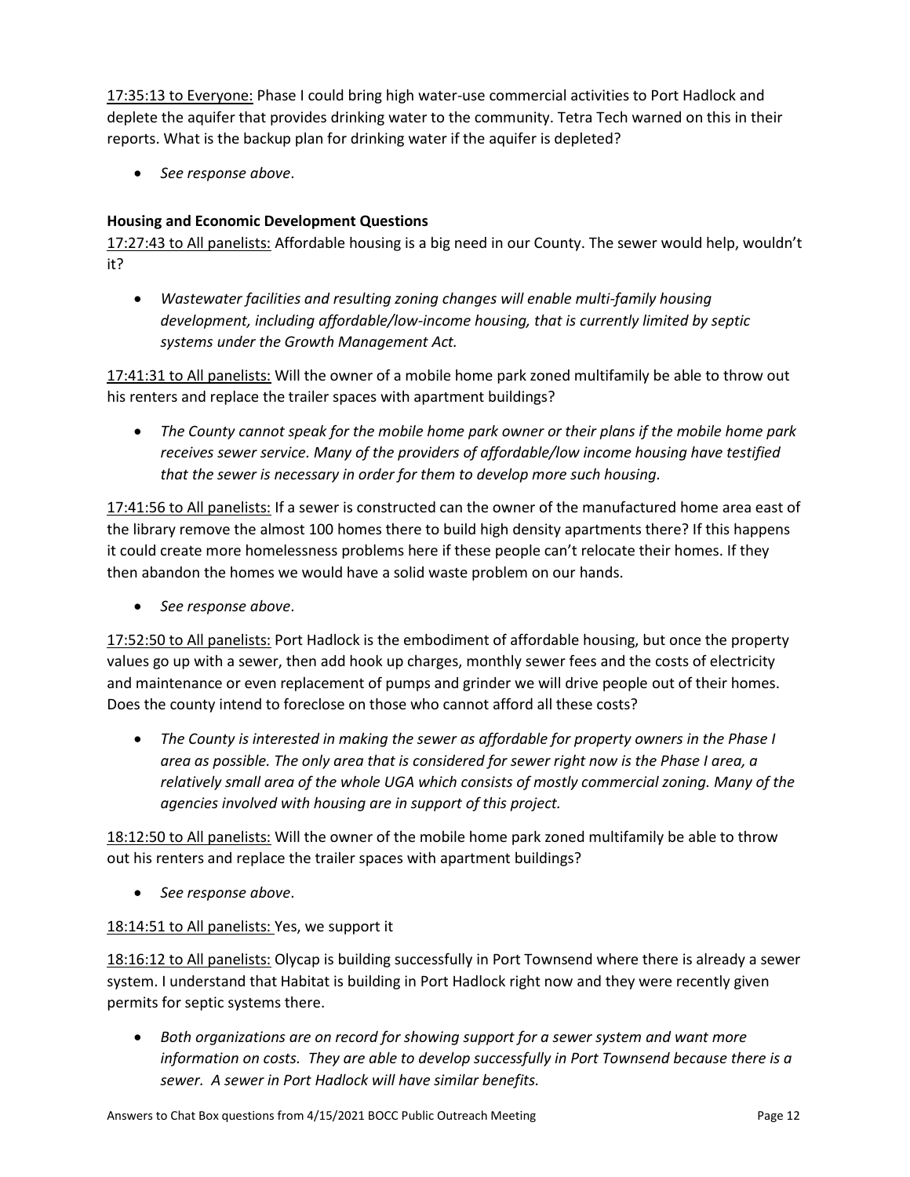<u>17:35:13 to Everyone:</u> Phase I could bring high water-use commercial activities to Port Hadlock and deplete the aquifer that provides drinking water to the community. Tetra Tech warned on this in their reports. What is the backup plan for drinking water if the aquifer is depleted?

- *See response above*.

**Housing and Economic Development Questions**

<u>17:27:43 to All panelists:</u> Affordable housing is a big need in our County. The sewer would help, wouldn't it?

- *Wastewater facilities and resulting zoning changes will enable multi-family housing development, including affordable/low-income housing, that is currently limited by septic systems under the Growth Management Act.*

<u>17:41:31 to All panelists:</u> Will the owner of a mobile home park zoned multifamily be able to throw out his renters and replace the trailer spaces with apartment buildings?

- *The County cannot speak for the mobile home park owner or their plans if the mobile home park receives sewer service. Many of the providers of affordable/low income housing have testified that the sewer is necessary in order for them to develop more such housing.*

<u>17:41:56 to All panelists:</u> If a sewer is constructed can the owner of the manufactured home area east of the library remove the almost 100 homes there to build high density apartments there? If this happens it could create more homelessness problems here if these people can't relocate their homes. If they then abandon the homes we would have a solid waste problem on our hands.

- *See response above*.

<u>17:52:50 to All panelists:</u> Port Hadlock is the embodiment of affordable housing, but once the property values go up with a sewer, then add hook up charges, monthly sewer fees and the costs of electricity and maintenance or even replacement of pumps and grinder we will drive people out of their homes. Does the county intend to foreclose on those who cannot afford all these costs?

- *The County is interested in making the sewer as affordable for property owners in the Phase I area as possible. The only area that is considered for sewer right now is the Phase I area, a relatively small area of the whole UGA which consists of mostly commercial zoning. Many of the agencies involved with housing are in support of this project.*

<u>18:12:50 to All panelists:</u> Will the owner of the mobile home park zoned multifamily be able to throw out his renters and replace the trailer spaces with apartment buildings?

- *See response above*.

<u>18:14:51 to All panelists:</u> Yes, we support it

<u>18:16:12 to All panelists:</u> Olycap is building successfully in Port Townsend where there is already a sewer system. I understand that Habitat is building in Port Hadlock right now and they were recently given permits for septic systems there.

- *Both organizations are on record for showing support for a sewer system and want more information on costs. They are able to develop successfully in Port Townsend because there is a sewer. A sewer in Port Hadlock will have similar benefits.*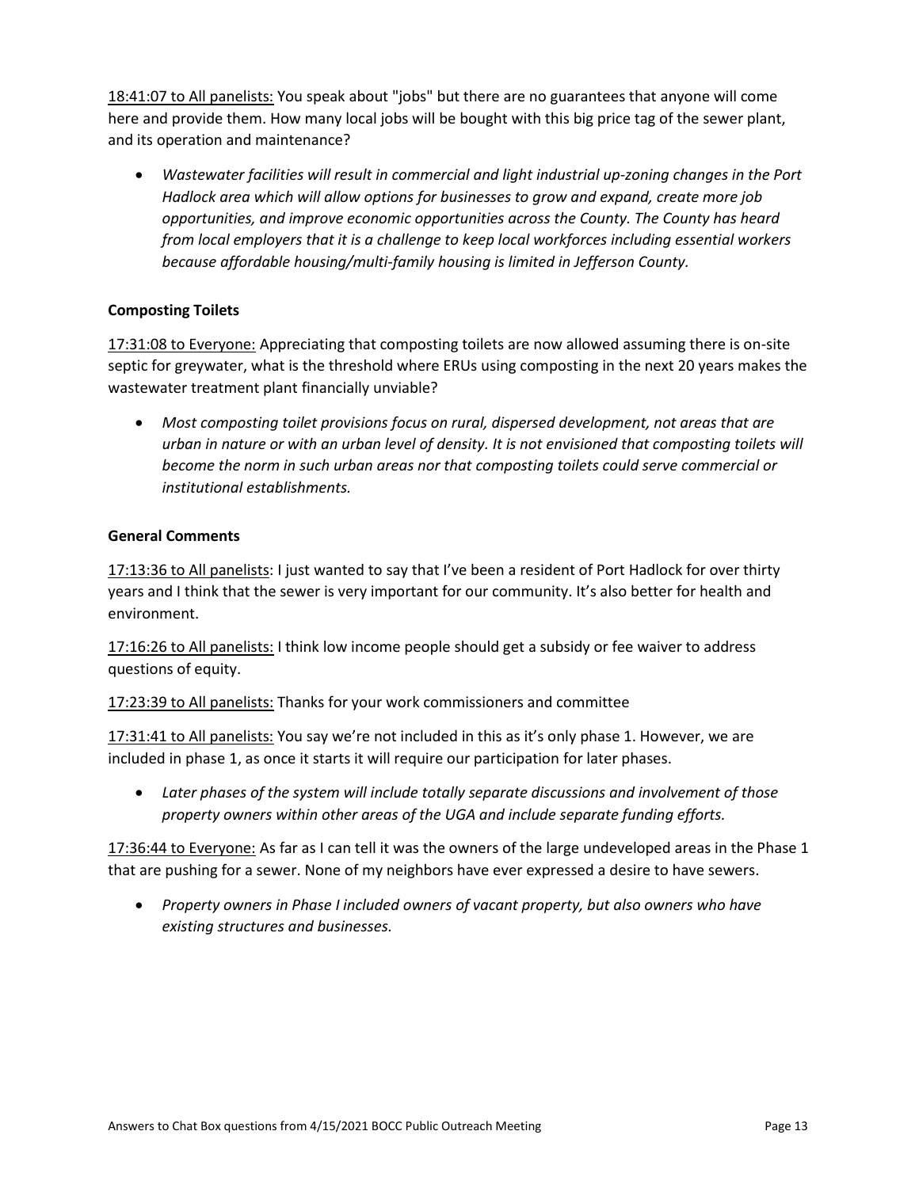<u>18:41:07 to All panelists:</u> You speak about "jobs" but there are no guarantees that anyone will come here and provide them. How many local jobs will be bought with this big price tag of the sewer plant, and its operation and maintenance?

- *Wastewater facilities will result in commercial and light industrial up-zoning changes in the Port Hadlock area which will allow options for businesses to grow and expand, create more job opportunities, and improve economic opportunities across the County. The County has heard from local employers that it is a challenge to keep local workforces including essential workers because affordable housing/multi-family housing is limited in Jefferson County.*

**Composting Toilets**

<u>17:31:08 to Everyone:</u> Appreciating that composting toilets are now allowed assuming there is on-site septic for greywater, what is the threshold where ERUs using composting in the next 20 years makes the wastewater treatment plant financially unviable?

- *Most composting toilet provisions focus on rural, dispersed development, not areas that are urban in nature or with an urban level of density. It is not envisioned that composting toilets will become the norm in such urban areas nor that composting toilets could serve commercial or institutional establishments.*

**General Comments**

<u>17:13:36 to All panelists</u>: I just wanted to say that I've been a resident of Port Hadlock for over thirty years and I think that the sewer is very important for our community. It's also better for health and environment.

<u>17:16:26 to All panelists:</u> I think low income people should get a subsidy or fee waiver to address questions of equity.

<u>17:23:39 to All panelists:</u> Thanks for your work commissioners and committee

<u>17:31:41 to All panelists:</u> You say we're not included in this as it's only phase 1. However, we are included in phase 1, as once it starts it will require our participation for later phases.

- *Later phases of the system will include totally separate discussions and involvement of those property owners within other areas of the UGA and include separate funding efforts.*

<u>17:36:44 to Everyone:</u> As far as I can tell it was the owners of the large undeveloped areas in the Phase 1 that are pushing for a sewer. None of my neighbors have ever expressed a desire to have sewers.

- *Property owners in Phase I included owners of vacant property, but also owners who have existing structures and businesses.*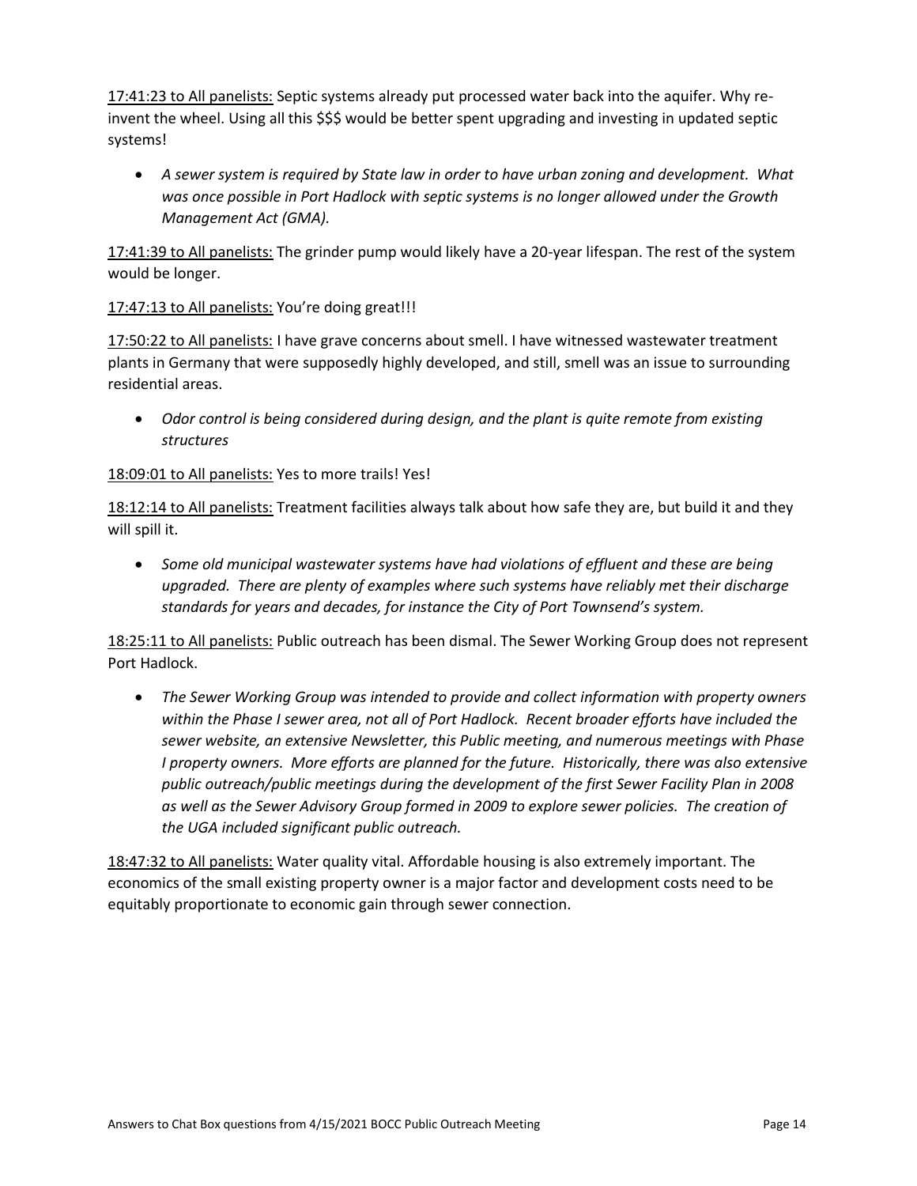17:41:23 to All panelists: Septic systems already put processed water back into the aquifer. Why re-invent the wheel. Using all this $$$ would be better spent upgrading and investing in updated septic systems!

- *A sewer system is required by State law in order to have urban zoning and development. What was once possible in Port Hadlock with septic systems is no longer allowed under the Growth Management Act (GMA).*

17:41:39 to All panelists: The grinder pump would likely have a 20-year lifespan. The rest of the system would be longer.

17:47:13 to All panelists: You're doing great!!!

17:50:22 to All panelists: I have grave concerns about smell. I have witnessed wastewater treatment plants in Germany that were supposedly highly developed, and still, smell was an issue to surrounding residential areas.

- *Odor control is being considered during design, and the plant is quite remote from existing structures*

18:09:01 to All panelists: Yes to more trails! Yes!

18:12:14 to All panelists: Treatment facilities always talk about how safe they are, but build it and they will spill it.

- *Some old municipal wastewater systems have had violations of effluent and these are being upgraded. There are plenty of examples where such systems have reliably met their discharge standards for years and decades, for instance the City of Port Townsend's system.*

18:25:11 to All panelists: Public outreach has been dismal. The Sewer Working Group does not represent Port Hadlock.

- *The Sewer Working Group was intended to provide and collect information with property owners within the Phase I sewer area, not all of Port Hadlock. Recent broader efforts have included the sewer website, an extensive Newsletter, this Public meeting, and numerous meetings with Phase I property owners. More efforts are planned for the future. Historically, there was also extensive public outreach/public meetings during the development of the first Sewer Facility Plan in 2008 as well as the Sewer Advisory Group formed in 2009 to explore sewer policies. The creation of the UGA included significant public outreach.*

18:47:32 to All panelists: Water quality vital. Affordable housing is also extremely important. The economics of the small existing property owner is a major factor and development costs need to be equitably proportionate to economic gain through sewer connection.